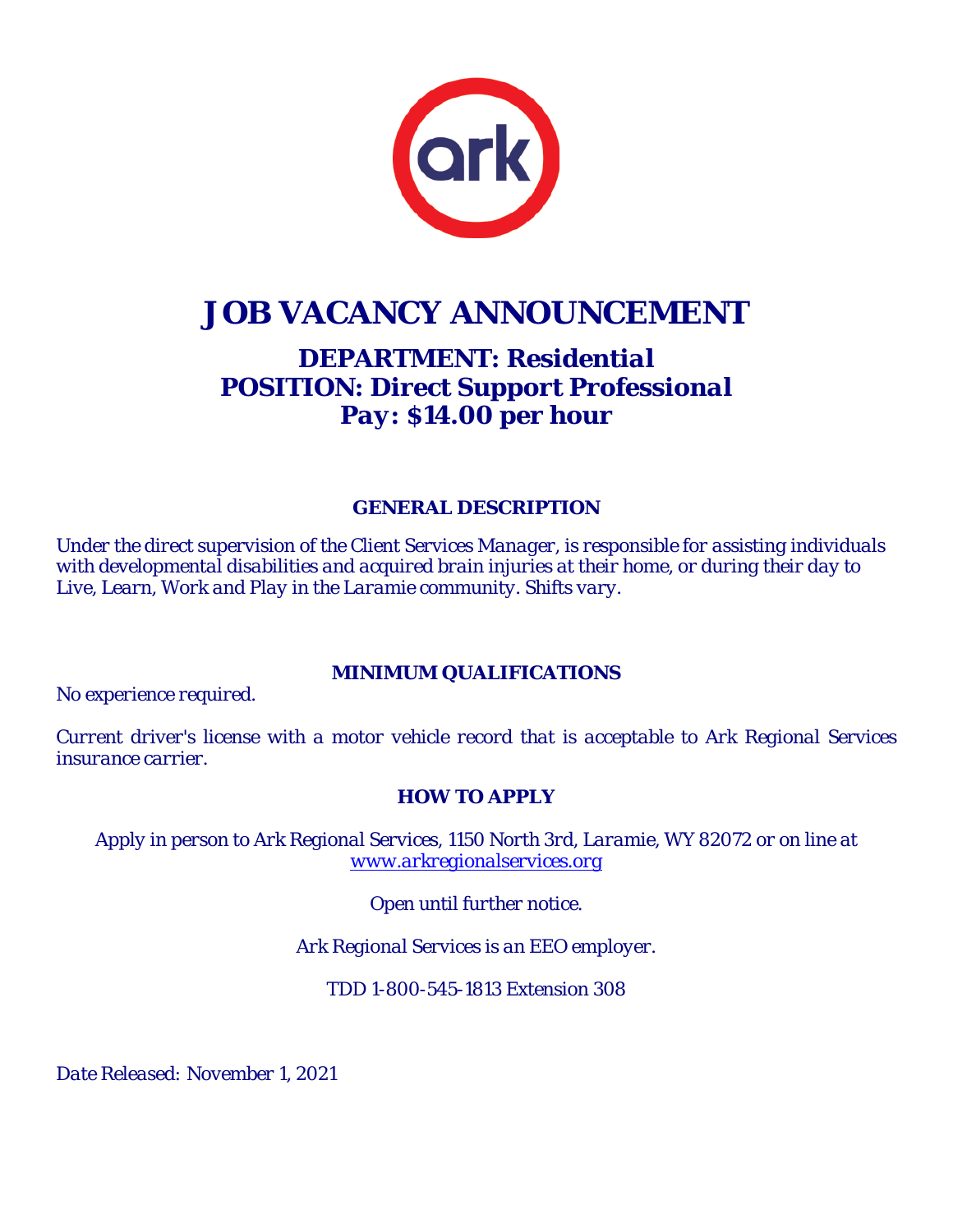# JOB VACANCY ANNOUNCEMENT

## DEPARTMENT: Residential
## POSITION: Direct Support Professional
## Pay: $14.00 per hour

### GENERAL DESCRIPTION

*Under the direct supervision of the Client Services Manager, is responsible for assisting individuals with developmental disabilities and acquired brain injuries at their home, or during their day to Live, Learn, Work and Play in the Laramie community. Shifts vary.*

### MINIMUM QUALIFICATIONS

*No experience required.*

*Current driver's license with a motor vehicle record that is acceptable to Ark Regional Services insurance carrier.*

### HOW TO APPLY

*Apply in person to Ark Regional Services, 1150 North 3rd, Laramie, WY 82072 or on line at [www.arkregionalservices.org](http://www.arkregionalservices.org)*

*Open until further notice.*

*Ark Regional Services is an EEO employer.*

*TDD 1-800-545-1813 Extension 308*

*Date Released: November 1, 2021*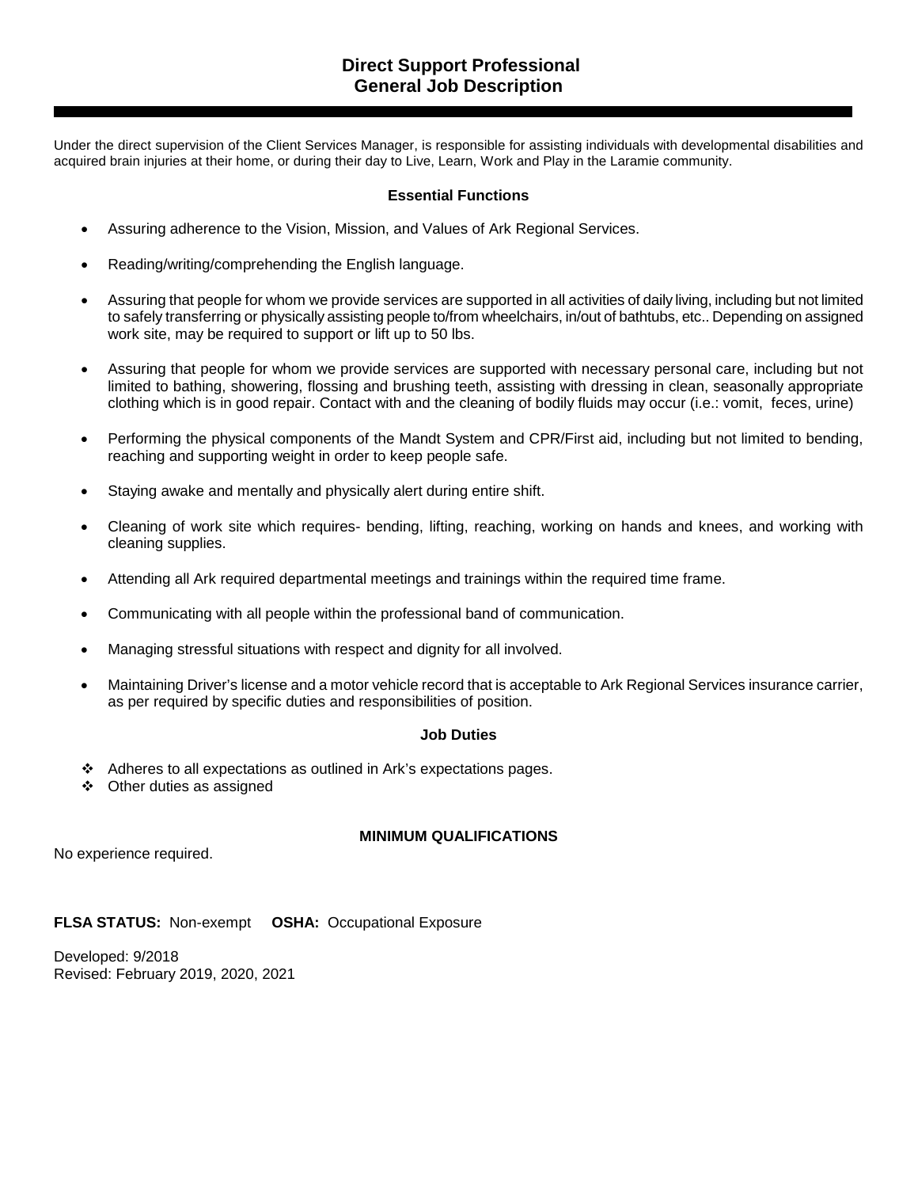# Direct Support Professional
# General Job Description

Under the direct supervision of the Client Services Manager, is responsible for assisting individuals with developmental disabilities and acquired brain injuries at their home, or during their day to Live, Learn, Work and Play in the Laramie community.

### Essential Functions

- Assuring adherence to the Vision, Mission, and Values of Ark Regional Services.
- Reading/writing/comprehending the English language.
- Assuring that people for whom we provide services are supported in all activities of daily living, including but not limited to safely transferring or physically assisting people to/from wheelchairs, in/out of bathtubs, etc.. Depending on assigned work site, may be required to support or lift up to 50 lbs.
- Assuring that people for whom we provide services are supported with necessary personal care, including but not limited to bathing, showering, flossing and brushing teeth, assisting with dressing in clean, seasonally appropriate clothing which is in good repair. Contact with and the cleaning of bodily fluids may occur (i.e.: vomit, feces, urine)
- Performing the physical components of the Mandt System and CPR/First aid, including but not limited to bending, reaching and supporting weight in order to keep people safe.
- Staying awake and mentally and physically alert during entire shift.
- Cleaning of work site which requires- bending, lifting, reaching, working on hands and knees, and working with cleaning supplies.
- Attending all Ark required departmental meetings and trainings within the required time frame.
- Communicating with all people within the professional band of communication.
- Managing stressful situations with respect and dignity for all involved.
- Maintaining Driver's license and a motor vehicle record that is acceptable to Ark Regional Services insurance carrier, as per required by specific duties and responsibilities of position.

### Job Duties

- Adheres to all expectations as outlined in Ark's expectations pages.
- Other duties as assigned

### MINIMUM QUALIFICATIONS

No experience required.

**FLSA STATUS:** Non-exempt **OSHA:** Occupational Exposure

Developed: 9/2018
Revised: February 2019, 2020, 2021